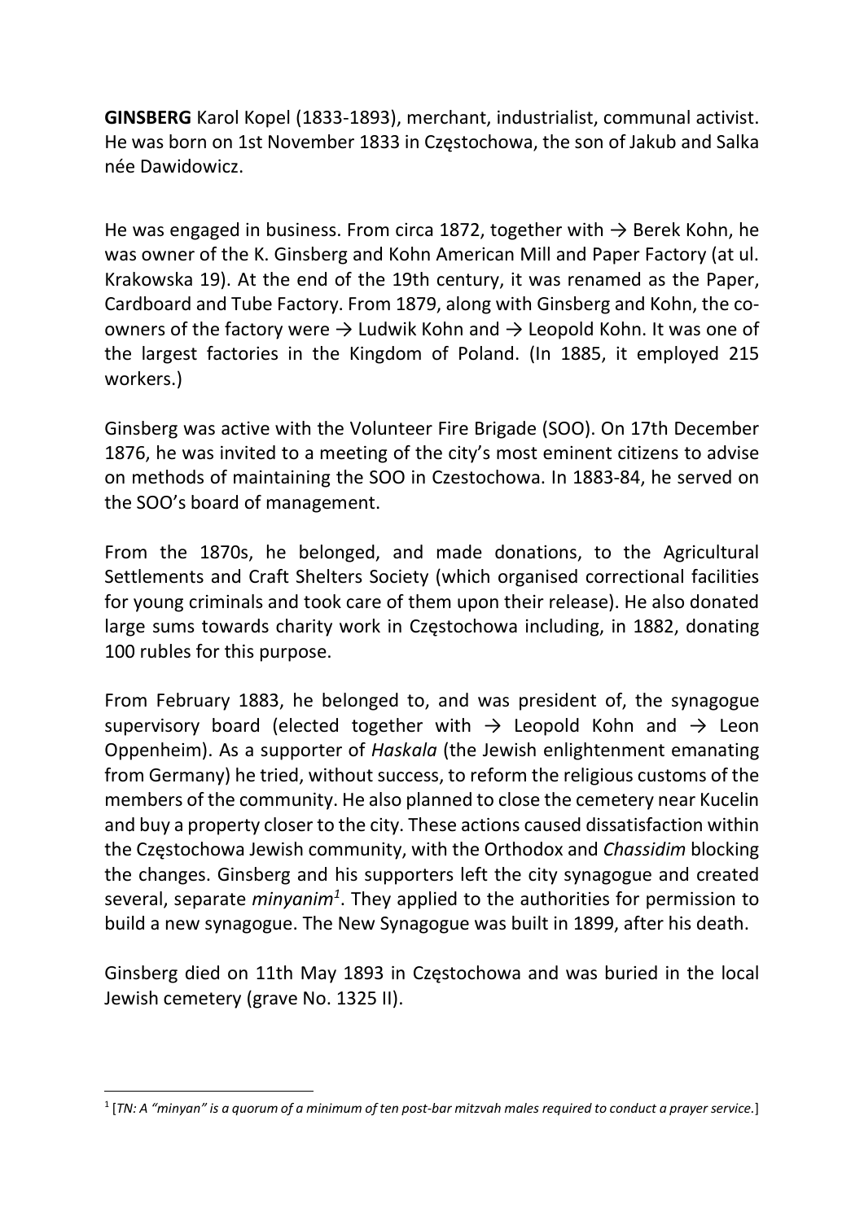**GINSBERG** Karol Kopel (1833-1893), merchant, industrialist, communal activist. He was born on 1st November 1833 in Częstochowa, the son of Jakub and Salka née Dawidowicz.

He was engaged in business. From circa 1872, together with → Berek Kohn, he was owner of the K. Ginsberg and Kohn American Mill and Paper Factory (at ul. Krakowska 19). At the end of the 19th century, it was renamed as the Paper, Cardboard and Tube Factory. From 1879, along with Ginsberg and Kohn, the co-owners of the factory were → Ludwik Kohn and → Leopold Kohn. It was one of the largest factories in the Kingdom of Poland. (In 1885, it employed 215 workers.)

Ginsberg was active with the Volunteer Fire Brigade (SOO). On 17th December 1876, he was invited to a meeting of the city's most eminent citizens to advise on methods of maintaining the SOO in Czestochowa. In 1883-84, he served on the SOO's board of management.

From the 1870s, he belonged, and made donations, to the Agricultural Settlements and Craft Shelters Society (which organised correctional facilities for young criminals and took care of them upon their release). He also donated large sums towards charity work in Częstochowa including, in 1882, donating 100 rubles for this purpose.

From February 1883, he belonged to, and was president of, the synagogue supervisory board (elected together with → Leopold Kohn and → Leon Oppenheim). As a supporter of *Haskala* (the Jewish enlightenment emanating from Germany) he tried, without success, to reform the religious customs of the members of the community. He also planned to close the cemetery near Kucelin and buy a property closer to the city. These actions caused dissatisfaction within the Częstochowa Jewish community, with the Orthodox and *Chassidim* blocking the changes. Ginsberg and his supporters left the city synagogue and created several, separate *minyanim*[1]. They applied to the authorities for permission to build a new synagogue. The New Synagogue was built in 1899, after his death.

Ginsberg died on 11th May 1893 in Częstochowa and was buried in the local Jewish cemetery (grave No. 1325 II).

---

[1] [*TN: A "minyan" is a quorum of a minimum of ten post-bar mitzvah males required to conduct a prayer service.*]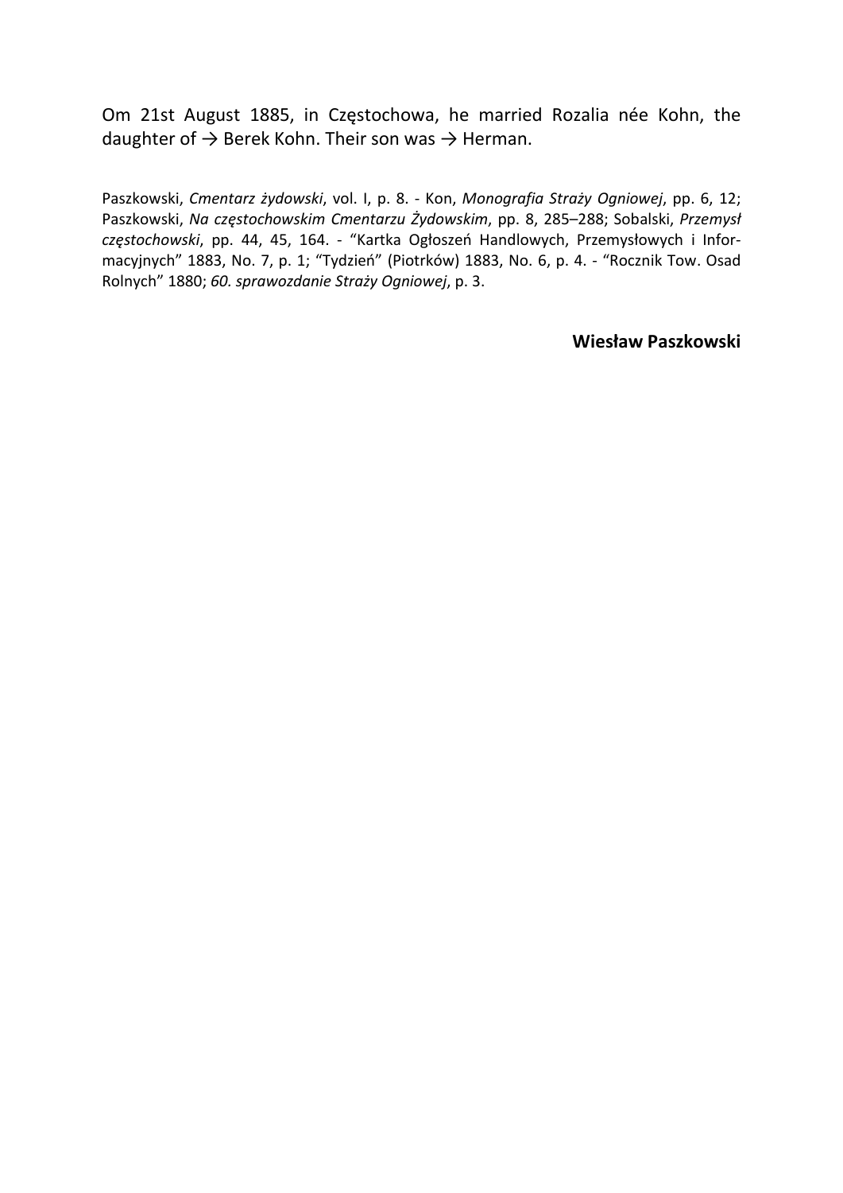Om 21st August 1885, in Częstochowa, he married Rozalia née Kohn, the daughter of → Berek Kohn. Their son was → Herman.

Paszkowski, *Cmentarz żydowski*, vol. I, p. 8. - Kon, *Monografia Straży Ogniowej*, pp. 6, 12; Paszkowski, *Na częstochowskim Cmentarzu Żydowskim*, pp. 8, 285–288; Sobalski, *Przemysł częstochowski*, pp. 44, 45, 164. - "Kartka Ogłoszeń Handlowych, Przemysłowych i Informacyjnych" 1883, No. 7, p. 1; "Tydzień" (Piotrków) 1883, No. 6, p. 4. - "Rocznik Tow. Osad Rolnych" 1880; *60. sprawozdanie Straży Ogniowej*, p. 3.

**Wiesław Paszkowski**